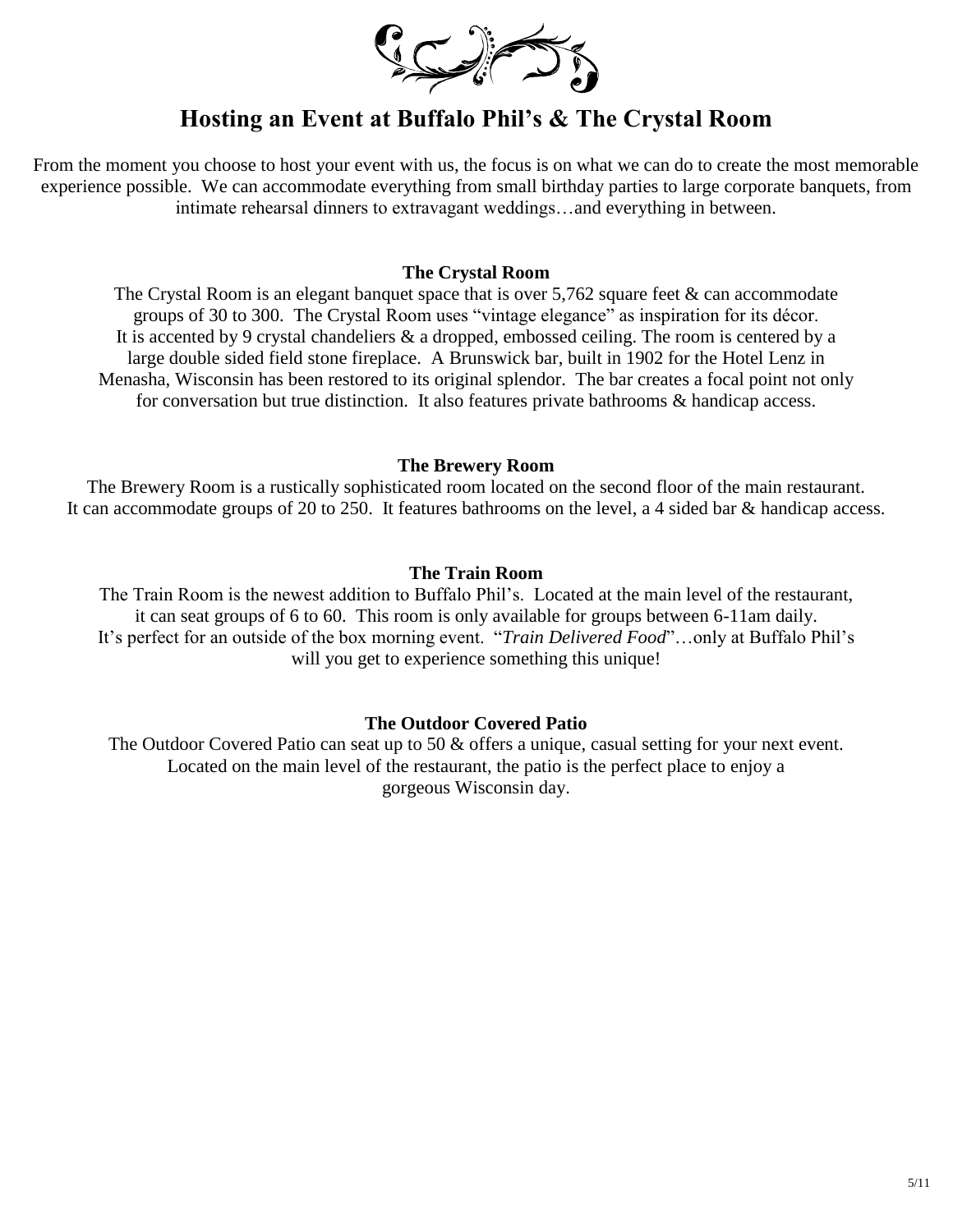# Hosting an Event at Buffalo Phil's & The Crystal Room

From the moment you choose to host your event with us, the focus is on what we can do to create the most memorable experience possible. We can accommodate everything from small birthday parties to large corporate banquets, from intimate rehearsal dinners to extravagant weddings…and everything in between.

### The Crystal Room

The Crystal Room is an elegant banquet space that is over 5,762 square feet & can accommodate groups of 30 to 300. The Crystal Room uses "vintage elegance" as inspiration for its décor. It is accented by 9 crystal chandeliers & a dropped, embossed ceiling. The room is centered by a large double sided field stone fireplace. A Brunswick bar, built in 1902 for the Hotel Lenz in Menasha, Wisconsin has been restored to its original splendor. The bar creates a focal point not only for conversation but true distinction. It also features private bathrooms & handicap access.

### The Brewery Room

The Brewery Room is a rustically sophisticated room located on the second floor of the main restaurant. It can accommodate groups of 20 to 250. It features bathrooms on the level, a 4 sided bar & handicap access.

### The Train Room

The Train Room is the newest addition to Buffalo Phil's. Located at the main level of the restaurant, it can seat groups of 6 to 60. This room is only available for groups between 6-11am daily. It's perfect for an outside of the box morning event. "*Train Delivered Food*"…only at Buffalo Phil's will you get to experience something this unique!

### The Outdoor Covered Patio

The Outdoor Covered Patio can seat up to 50 & offers a unique, casual setting for your next event. Located on the main level of the restaurant, the patio is the perfect place to enjoy a gorgeous Wisconsin day.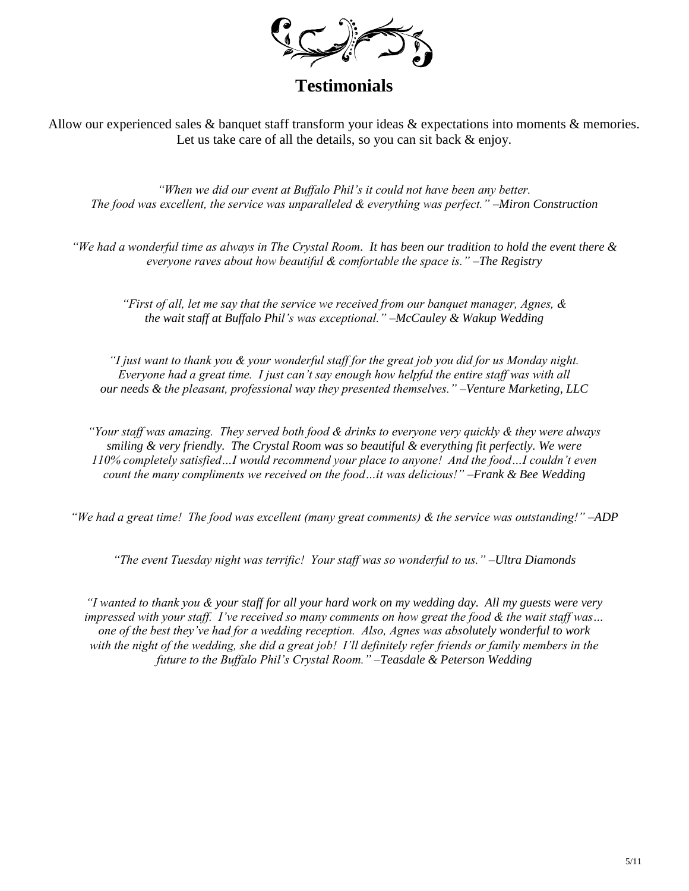# Testimonials

Allow our experienced sales & banquet staff transform your ideas & expectations into moments & memories. Let us take care of all the details, so you can sit back & enjoy.

*"When we did our event at Buffalo Phil's it could not have been any better. The food was excellent, the service was unparalleled & everything was perfect." –Miron Construction*

*"We had a wonderful time as always in The Crystal Room. It has been our tradition to hold the event there & everyone raves about how beautiful & comfortable the space is." –The Registry*

*"First of all, let me say that the service we received from our banquet manager, Agnes, & the wait staff at Buffalo Phil's was exceptional." –McCauley & Wakup Wedding*

*"I just want to thank you & your wonderful staff for the great job you did for us Monday night. Everyone had a great time. I just can't say enough how helpful the entire staff was with all our needs & the pleasant, professional way they presented themselves." –Venture Marketing, LLC*

*"Your staff was amazing. They served both food & drinks to everyone very quickly & they were always smiling & very friendly. The Crystal Room was so beautiful & everything fit perfectly. We were 110% completely satisfied…I would recommend your place to anyone! And the food…I couldn't even count the many compliments we received on the food…it was delicious!" –Frank & Bee Wedding*

*"We had a great time! The food was excellent (many great comments) & the service was outstanding!" –ADP*

*"The event Tuesday night was terrific! Your staff was so wonderful to us." –Ultra Diamonds*

*"I wanted to thank you & your staff for all your hard work on my wedding day. All my guests were very impressed with your staff. I've received so many comments on how great the food & the wait staff was… one of the best they've had for a wedding reception. Also, Agnes was absolutely wonderful to work with the night of the wedding, she did a great job! I'll definitely refer friends or family members in the future to the Buffalo Phil's Crystal Room." –Teasdale & Peterson Wedding*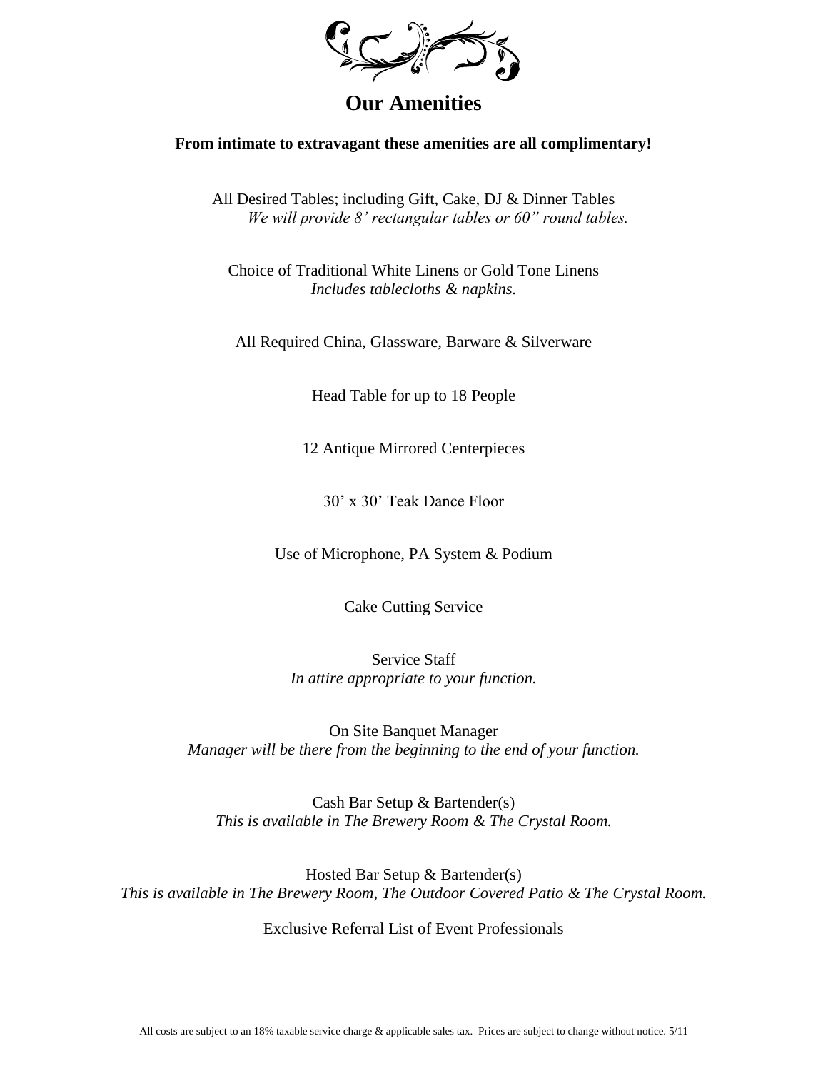# Our Amenities

**From intimate to extravagant these amenities are all complimentary!**

All Desired Tables; including Gift, Cake, DJ & Dinner Tables
*We will provide 8' rectangular tables or 60" round tables.*

Choice of Traditional White Linens or Gold Tone Linens
*Includes tablecloths & napkins.*

All Required China, Glassware, Barware & Silverware

Head Table for up to 18 People

12 Antique Mirrored Centerpieces

30' x 30' Teak Dance Floor

Use of Microphone, PA System & Podium

Cake Cutting Service

Service Staff
*In attire appropriate to your function.*

On Site Banquet Manager
*Manager will be there from the beginning to the end of your function.*

Cash Bar Setup & Bartender(s)
*This is available in The Brewery Room & The Crystal Room.*

Hosted Bar Setup & Bartender(s)
*This is available in The Brewery Room, The Outdoor Covered Patio & The Crystal Room.*

Exclusive Referral List of Event Professionals

All costs are subject to an 18% taxable service charge & applicable sales tax. Prices are subject to change without notice. 5/11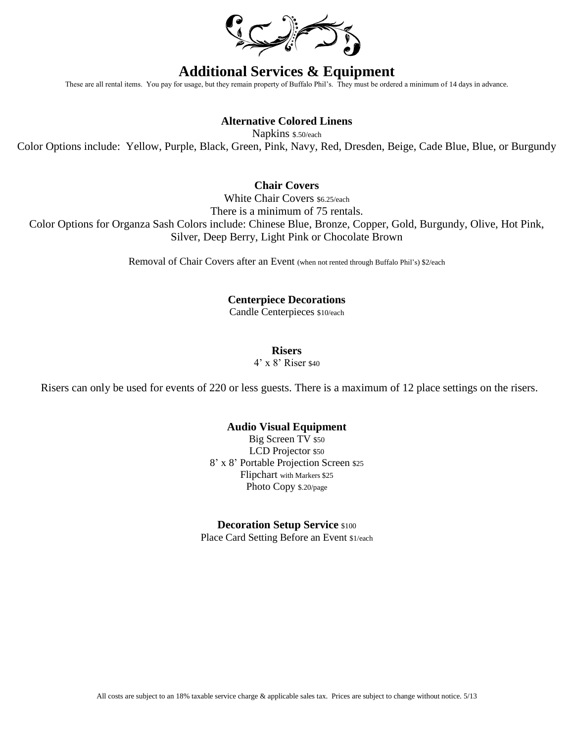# Additional Services & Equipment

These are all rental items. You pay for usage, but they remain property of Buffalo Phil's. They must be ordered a minimum of 14 days in advance.

**Alternative Colored Linens**

Napkins $.50/each

Color Options include: Yellow, Purple, Black, Green, Pink, Navy, Red, Dresden, Beige, Cade Blue, Blue, or Burgundy

**Chair Covers**

White Chair Covers $6.25/each

There is a minimum of 75 rentals.

Color Options for Organza Sash Colors include: Chinese Blue, Bronze, Copper, Gold, Burgundy, Olive, Hot Pink, Silver, Deep Berry, Light Pink or Chocolate Brown

Removal of Chair Covers after an Event (when not rented through Buffalo Phil's) $2/each

**Centerpiece Decorations**

Candle Centerpieces $10/each

**Risers**

4' x 8' Riser $40

Risers can only be used for events of 220 or less guests. There is a maximum of 12 place settings on the risers.

**Audio Visual Equipment**

Big Screen TV $50

LCD Projector $50

8' x 8' Portable Projection Screen $25

Flipchart with Markers $25

Photo Copy $.20/page

**Decoration Setup Service** $100

Place Card Setting Before an Event $1/each

All costs are subject to an 18% taxable service charge & applicable sales tax. Prices are subject to change without notice. 5/13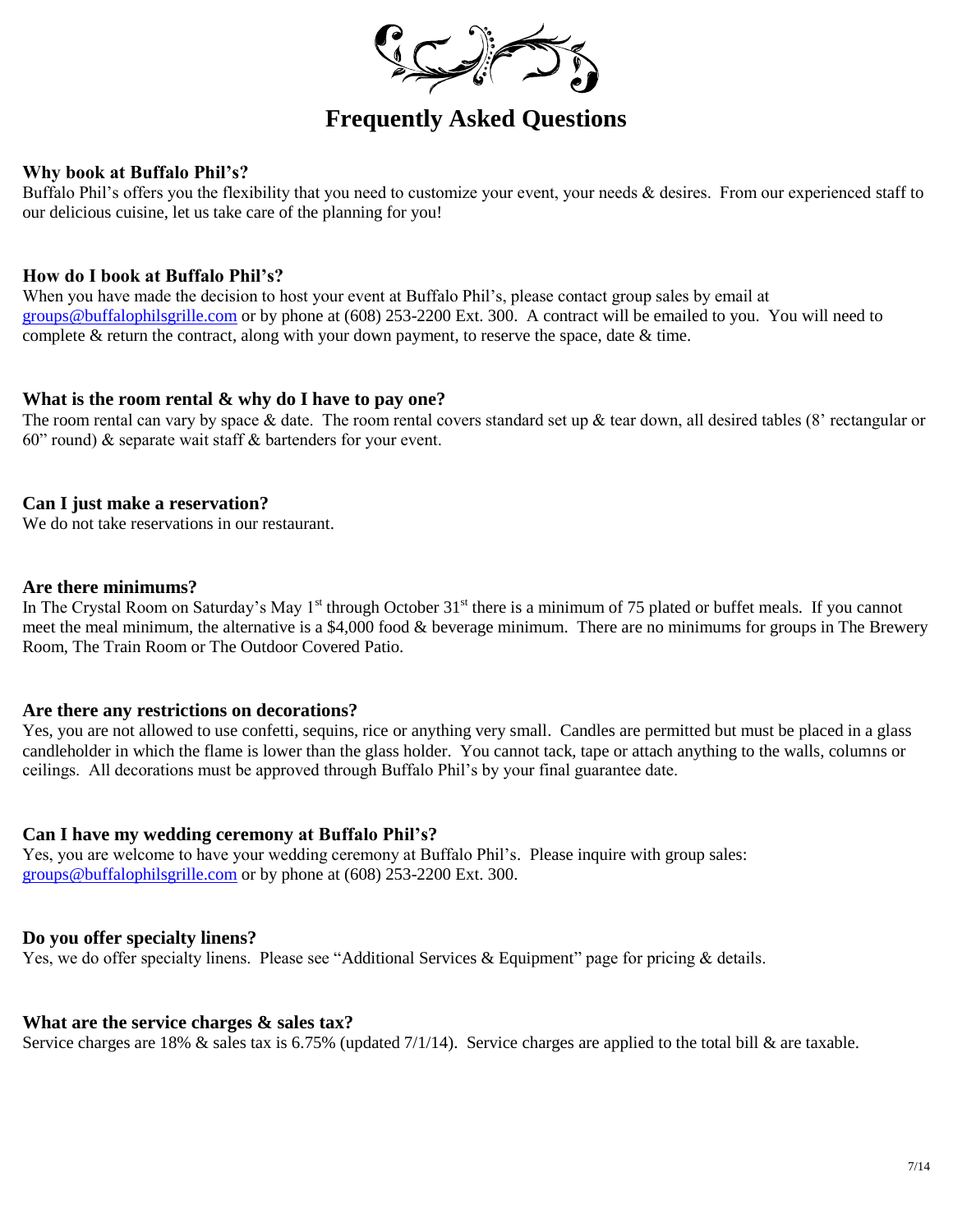# Frequently Asked Questions

### Why book at Buffalo Phil's?

Buffalo Phil's offers you the flexibility that you need to customize your event, your needs & desires. From our experienced staff to our delicious cuisine, let us take care of the planning for you!

### How do I book at Buffalo Phil's?

When you have made the decision to host your event at Buffalo Phil's, please contact group sales by email at groups@buffalophilsgrille.com or by phone at (608) 253-2200 Ext. 300. A contract will be emailed to you. You will need to complete & return the contract, along with your down payment, to reserve the space, date & time.

### What is the room rental & why do I have to pay one?

The room rental can vary by space & date. The room rental covers standard set up & tear down, all desired tables (8' rectangular or 60" round) & separate wait staff & bartenders for your event.

### Can I just make a reservation?

We do not take reservations in our restaurant.

### Are there minimums?

In The Crystal Room on Saturday's May 1st through October 31st there is a minimum of 75 plated or buffet meals. If you cannot meet the meal minimum, the alternative is a $4,000 food & beverage minimum. There are no minimums for groups in The Brewery Room, The Train Room or The Outdoor Covered Patio.

### Are there any restrictions on decorations?

Yes, you are not allowed to use confetti, sequins, rice or anything very small. Candles are permitted but must be placed in a glass candleholder in which the flame is lower than the glass holder. You cannot tack, tape or attach anything to the walls, columns or ceilings. All decorations must be approved through Buffalo Phil's by your final guarantee date.

### Can I have my wedding ceremony at Buffalo Phil's?

Yes, you are welcome to have your wedding ceremony at Buffalo Phil's. Please inquire with group sales: groups@buffalophilsgrille.com or by phone at (608) 253-2200 Ext. 300.

### Do you offer specialty linens?

Yes, we do offer specialty linens. Please see "Additional Services & Equipment" page for pricing & details.

### What are the service charges & sales tax?

Service charges are 18% & sales tax is 6.75% (updated 7/1/14). Service charges are applied to the total bill & are taxable.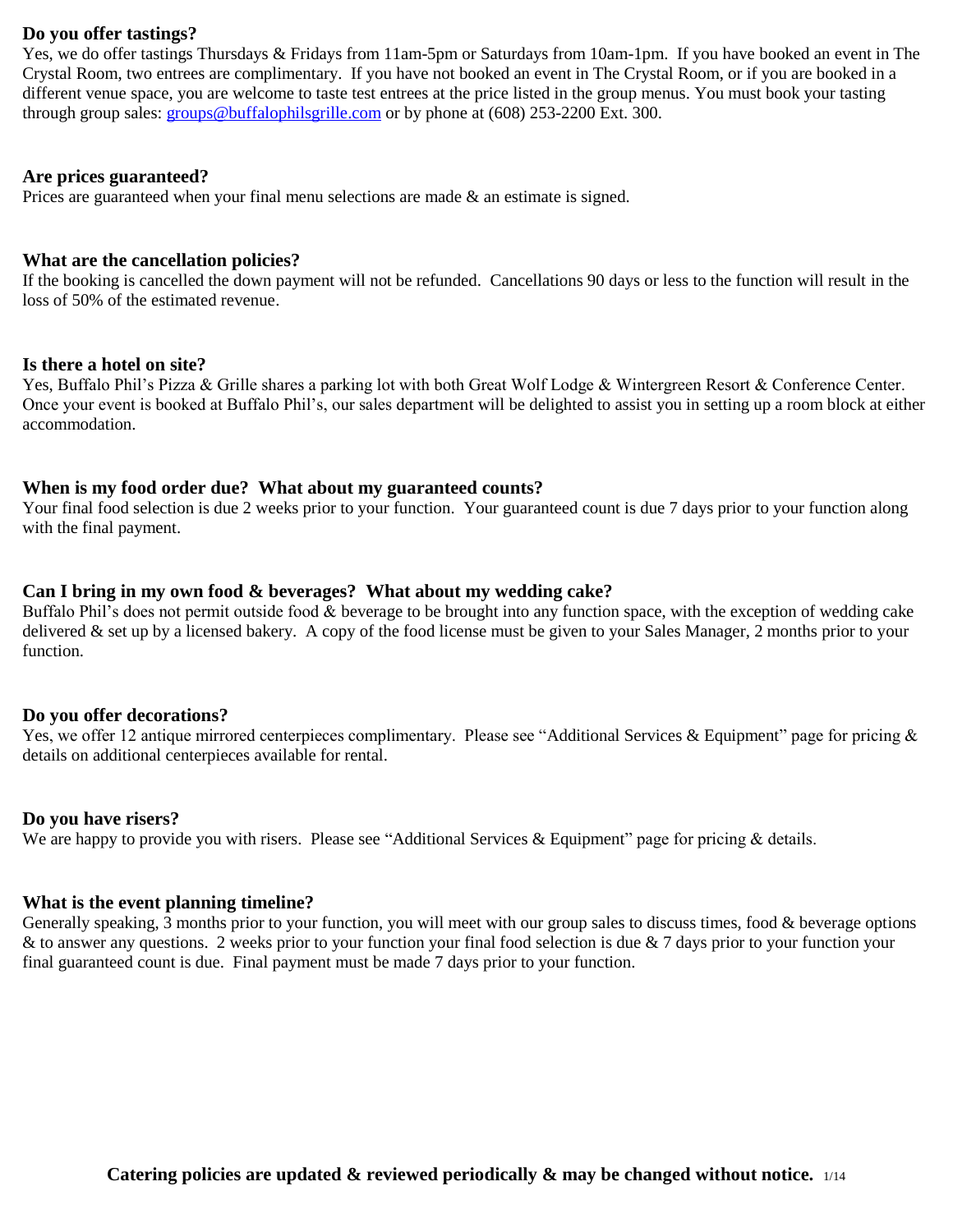**Do you offer tastings?**

Yes, we do offer tastings Thursdays & Fridays from 11am-5pm or Saturdays from 10am-1pm. If you have booked an event in The Crystal Room, two entrees are complimentary. If you have not booked an event in The Crystal Room, or if you are booked in a different venue space, you are welcome to taste test entrees at the price listed in the group menus. You must book your tasting through group sales: groups@buffalophilsgrille.com or by phone at (608) 253-2200 Ext. 300.

**Are prices guaranteed?**

Prices are guaranteed when your final menu selections are made & an estimate is signed.

**What are the cancellation policies?**

If the booking is cancelled the down payment will not be refunded. Cancellations 90 days or less to the function will result in the loss of 50% of the estimated revenue.

**Is there a hotel on site?**

Yes, Buffalo Phil's Pizza & Grille shares a parking lot with both Great Wolf Lodge & Wintergreen Resort & Conference Center. Once your event is booked at Buffalo Phil's, our sales department will be delighted to assist you in setting up a room block at either accommodation.

**When is my food order due? What about my guaranteed counts?**

Your final food selection is due 2 weeks prior to your function. Your guaranteed count is due 7 days prior to your function along with the final payment.

**Can I bring in my own food & beverages? What about my wedding cake?**

Buffalo Phil's does not permit outside food & beverage to be brought into any function space, with the exception of wedding cake delivered & set up by a licensed bakery. A copy of the food license must be given to your Sales Manager, 2 months prior to your function.

**Do you offer decorations?**

Yes, we offer 12 antique mirrored centerpieces complimentary. Please see "Additional Services & Equipment" page for pricing & details on additional centerpieces available for rental.

**Do you have risers?**

We are happy to provide you with risers. Please see "Additional Services & Equipment" page for pricing & details.

**What is the event planning timeline?**

Generally speaking, 3 months prior to your function, you will meet with our group sales to discuss times, food & beverage options & to answer any questions. 2 weeks prior to your function your final food selection is due & 7 days prior to your function your final guaranteed count is due. Final payment must be made 7 days prior to your function.

**Catering policies are updated & reviewed periodically & may be changed without notice.** 1/14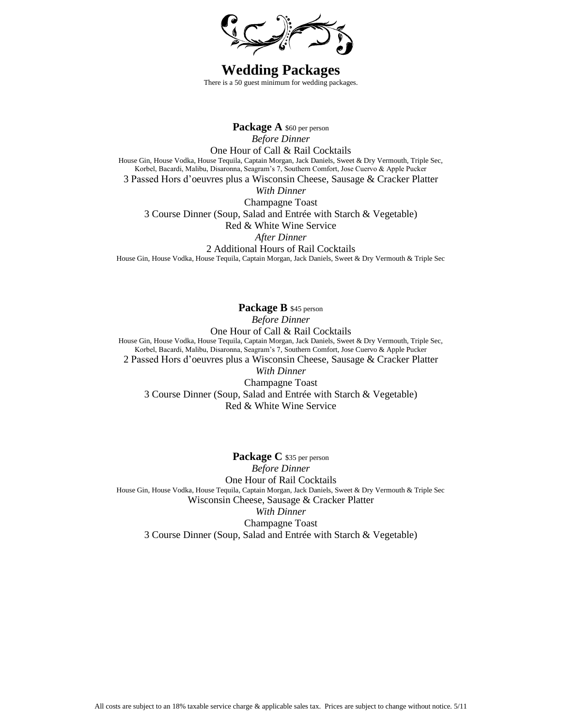# Wedding Packages

There is a 50 guest minimum for wedding packages.

## Package A $60 per person

*Before Dinner*

One Hour of Call & Rail Cocktails

House Gin, House Vodka, House Tequila, Captain Morgan, Jack Daniels, Sweet & Dry Vermouth, Triple Sec, Korbel, Bacardi, Malibu, Disaronna, Seagram's 7, Southern Comfort, Jose Cuervo & Apple Pucker

3 Passed Hors d'oeuvres plus a Wisconsin Cheese, Sausage & Cracker Platter

*With Dinner*

Champagne Toast

3 Course Dinner (Soup, Salad and Entrée with Starch & Vegetable)

Red & White Wine Service

*After Dinner*

2 Additional Hours of Rail Cocktails

House Gin, House Vodka, House Tequila, Captain Morgan, Jack Daniels, Sweet & Dry Vermouth & Triple Sec

## Package B $45 person

*Before Dinner*

One Hour of Call & Rail Cocktails

House Gin, House Vodka, House Tequila, Captain Morgan, Jack Daniels, Sweet & Dry Vermouth, Triple Sec, Korbel, Bacardi, Malibu, Disaronna, Seagram's 7, Southern Comfort, Jose Cuervo & Apple Pucker

2 Passed Hors d'oeuvres plus a Wisconsin Cheese, Sausage & Cracker Platter

*With Dinner*

Champagne Toast

3 Course Dinner (Soup, Salad and Entrée with Starch & Vegetable)

Red & White Wine Service

## Package C $35 per person

*Before Dinner*

One Hour of Rail Cocktails

House Gin, House Vodka, House Tequila, Captain Morgan, Jack Daniels, Sweet & Dry Vermouth & Triple Sec

Wisconsin Cheese, Sausage & Cracker Platter

*With Dinner*

Champagne Toast

3 Course Dinner (Soup, Salad and Entrée with Starch & Vegetable)

All costs are subject to an 18% taxable service charge & applicable sales tax. Prices are subject to change without notice. 5/11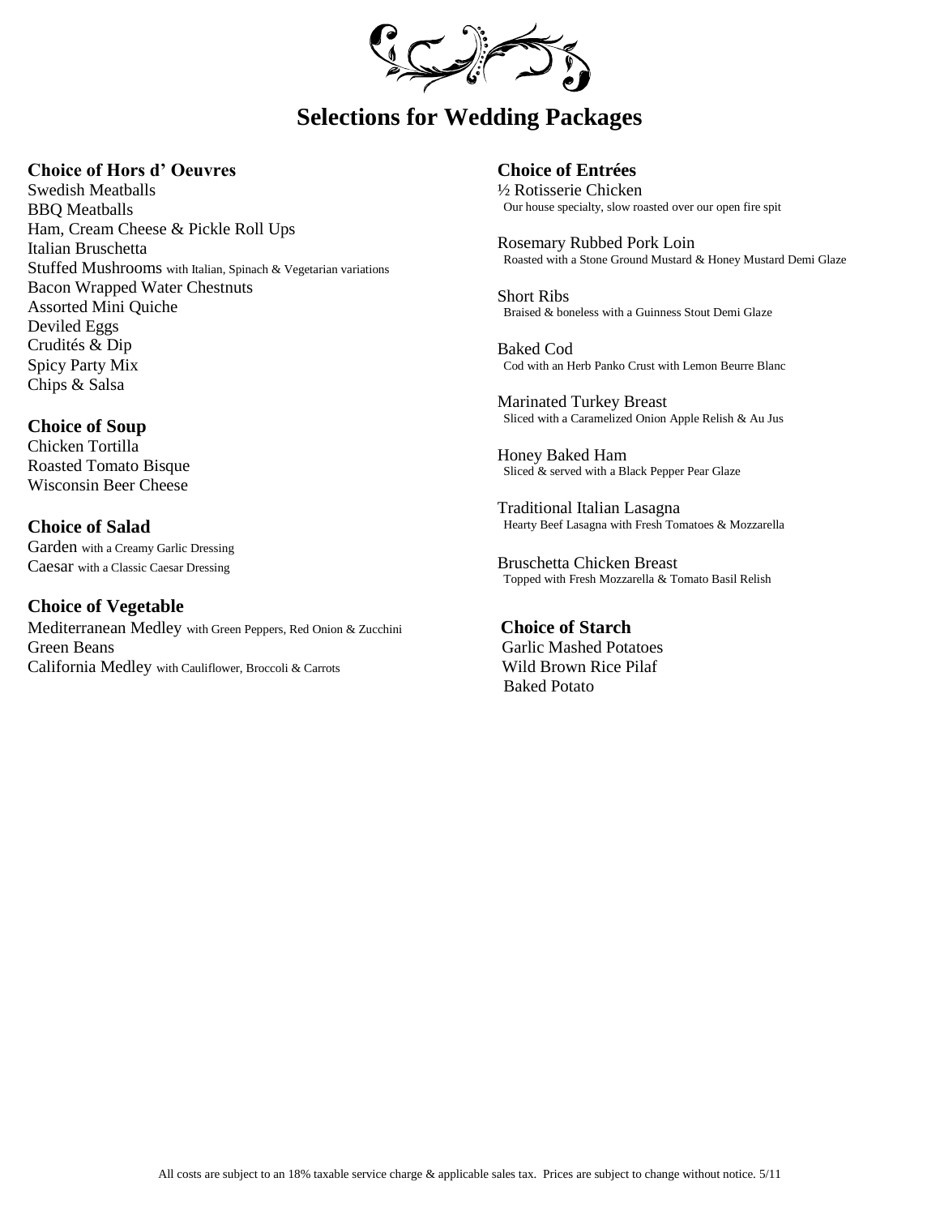# Selections for Wedding Packages

## Choice of Hors d' Oeuvres

Swedish Meatballs
BBQ Meatballs
Ham, Cream Cheese & Pickle Roll Ups
Italian Bruschetta
Stuffed Mushrooms with Italian, Spinach & Vegetarian variations
Bacon Wrapped Water Chestnuts
Assorted Mini Quiche
Deviled Eggs
Crudités & Dip
Spicy Party Mix
Chips & Salsa

## Choice of Soup

Chicken Tortilla
Roasted Tomato Bisque
Wisconsin Beer Cheese

## Choice of Salad

Garden with a Creamy Garlic Dressing
Caesar with a Classic Caesar Dressing

## Choice of Vegetable

Mediterranean Medley with Green Peppers, Red Onion & Zucchini
Green Beans
California Medley with Cauliflower, Broccoli & Carrots

## Choice of Entrées

½ Rotisserie Chicken
Our house specialty, slow roasted over our open fire spit

Rosemary Rubbed Pork Loin
Roasted with a Stone Ground Mustard & Honey Mustard Demi Glaze

Short Ribs
Braised & boneless with a Guinness Stout Demi Glaze

Baked Cod
Cod with an Herb Panko Crust with Lemon Beurre Blanc

Marinated Turkey Breast
Sliced with a Caramelized Onion Apple Relish & Au Jus

Honey Baked Ham
Sliced & served with a Black Pepper Pear Glaze

Traditional Italian Lasagna
Hearty Beef Lasagna with Fresh Tomatoes & Mozzarella

Bruschetta Chicken Breast
Topped with Fresh Mozzarella & Tomato Basil Relish

## Choice of Starch

Garlic Mashed Potatoes
Wild Brown Rice Pilaf
Baked Potato

All costs are subject to an 18% taxable service charge & applicable sales tax. Prices are subject to change without notice. 5/11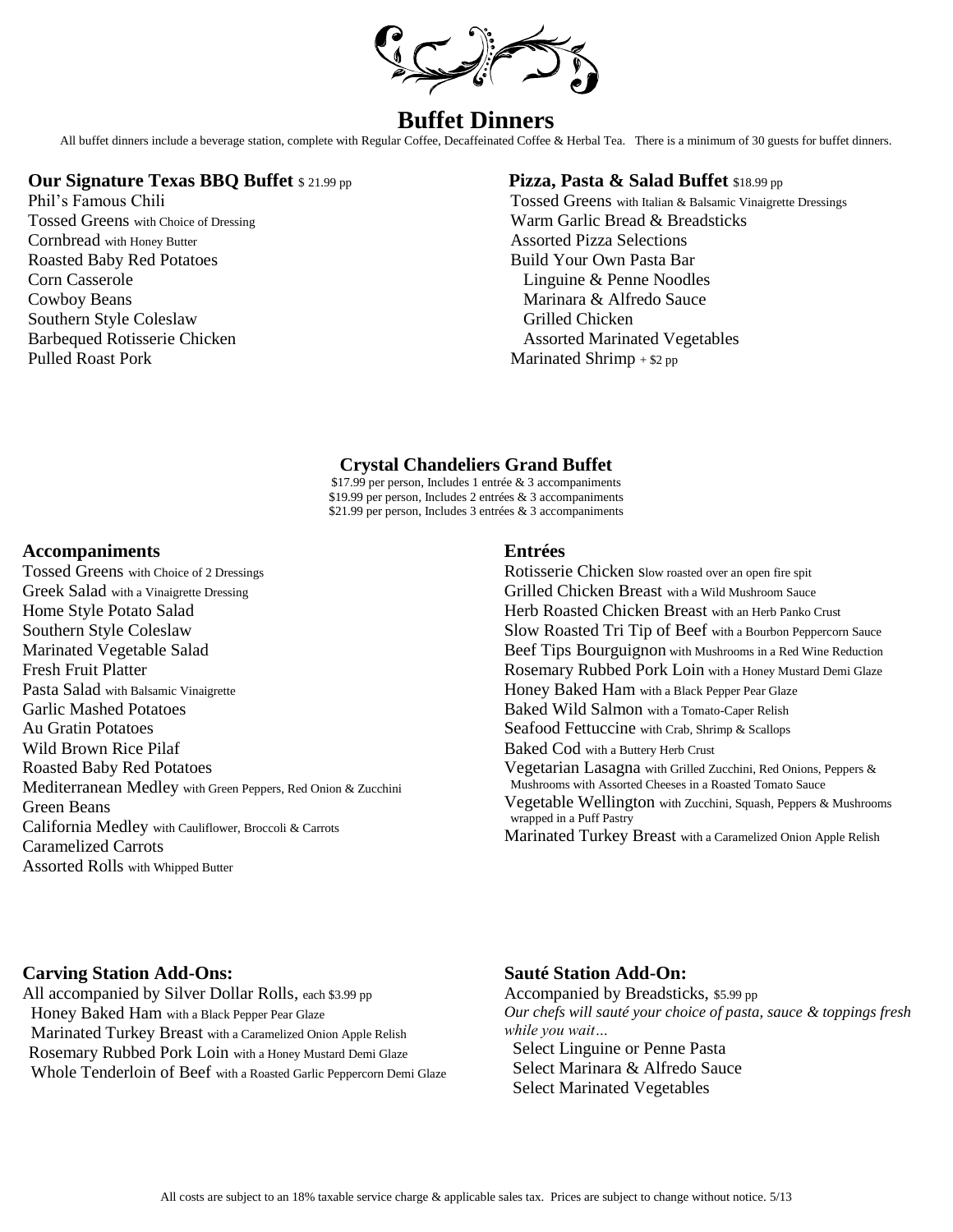# Buffet Dinners

All buffet dinners include a beverage station, complete with Regular Coffee, Decaffeinated Coffee & Herbal Tea. There is a minimum of 30 guests for buffet dinners.

## Our Signature Texas BBQ Buffet $ 21.99 pp

Phil's Famous Chili
Tossed Greens with Choice of Dressing
Cornbread with Honey Butter
Roasted Baby Red Potatoes
Corn Casserole
Cowboy Beans
Southern Style Coleslaw
Barbequed Rotisserie Chicken
Pulled Roast Pork

## Pizza, Pasta & Salad Buffet $18.99 pp

Tossed Greens with Italian & Balsamic Vinaigrette Dressings
Warm Garlic Bread & Breadsticks
Assorted Pizza Selections
Build Your Own Pasta Bar
- Linguine & Penne Noodles
- Marinara & Alfredo Sauce
- Grilled Chicken
- Assorted Marinated Vegetables

Marinated Shrimp + $2 pp

## Crystal Chandeliers Grand Buffet

$17.99 per person, Includes 1 entrée & 3 accompaniments
$19.99 per person, Includes 2 entrées & 3 accompaniments
$21.99 per person, Includes 3 entrées & 3 accompaniments

### Accompaniments

Tossed Greens with Choice of 2 Dressings
Greek Salad with a Vinaigrette Dressing
Home Style Potato Salad
Southern Style Coleslaw
Marinated Vegetable Salad
Fresh Fruit Platter
Pasta Salad with Balsamic Vinaigrette
Garlic Mashed Potatoes
Au Gratin Potatoes
Wild Brown Rice Pilaf
Roasted Baby Red Potatoes
Mediterranean Medley with Green Peppers, Red Onion & Zucchini
Green Beans
California Medley with Cauliflower, Broccoli & Carrots
Caramelized Carrots
Assorted Rolls with Whipped Butter

### Entrées

Rotisserie Chicken slow roasted over an open fire spit
Grilled Chicken Breast with a Wild Mushroom Sauce
Herb Roasted Chicken Breast with an Herb Panko Crust
Slow Roasted Tri Tip of Beef with a Bourbon Peppercorn Sauce
Beef Tips Bourguignon with Mushrooms in a Red Wine Reduction
Rosemary Rubbed Pork Loin with a Honey Mustard Demi Glaze
Honey Baked Ham with a Black Pepper Pear Glaze
Baked Wild Salmon with a Tomato-Caper Relish
Seafood Fettuccine with Crab, Shrimp & Scallops
Baked Cod with a Buttery Herb Crust
Vegetarian Lasagna with Grilled Zucchini, Red Onions, Peppers & Mushrooms with Assorted Cheeses in a Roasted Tomato Sauce
Vegetable Wellington with Zucchini, Squash, Peppers & Mushrooms wrapped in a Puff Pastry
Marinated Turkey Breast with a Caramelized Onion Apple Relish

### Carving Station Add-Ons:

All accompanied by Silver Dollar Rolls, each $3.99 pp
- Honey Baked Ham with a Black Pepper Pear Glaze
- Marinated Turkey Breast with a Caramelized Onion Apple Relish
- Rosemary Rubbed Pork Loin with a Honey Mustard Demi Glaze
- Whole Tenderloin of Beef with a Roasted Garlic Peppercorn Demi Glaze

### Sauté Station Add-On:

Accompanied by Breadsticks, $5.99 pp
*Our chefs will sauté your choice of pasta, sauce & toppings fresh while you wait…*
- Select Linguine or Penne Pasta
- Select Marinara & Alfredo Sauce
- Select Marinated Vegetables

All costs are subject to an 18% taxable service charge & applicable sales tax. Prices are subject to change without notice. 5/13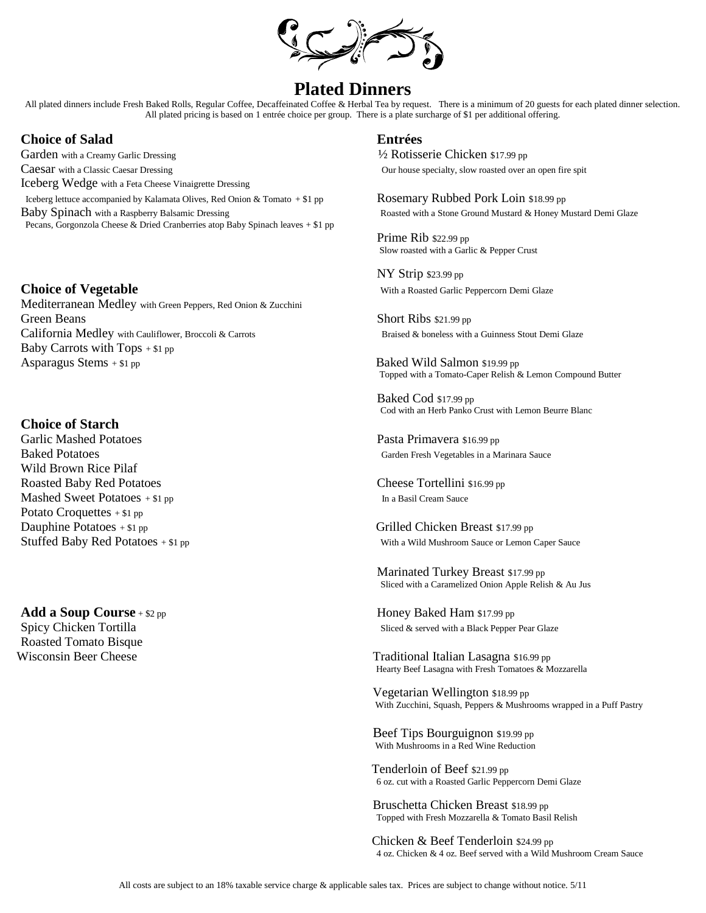# Plated Dinners

All plated dinners include Fresh Baked Rolls, Regular Coffee, Decaffeinated Coffee & Herbal Tea by request. There is a minimum of 20 guests for each plated dinner selection. All plated pricing is based on 1 entrée choice per group. There is a plate surcharge of $1 per additional offering.

## Choice of Salad

Garden with a Creamy Garlic Dressing

Caesar with a Classic Caesar Dressing

Iceberg Wedge with a Feta Cheese Vinaigrette Dressing
Iceberg lettuce accompanied by Kalamata Olives, Red Onion & Tomato + $1 pp

Baby Spinach with a Raspberry Balsamic Dressing
Pecans, Gorgonzola Cheese & Dried Cranberries atop Baby Spinach leaves + $1 pp

## Choice of Vegetable

Mediterranean Medley with Green Peppers, Red Onion & Zucchini

Green Beans

California Medley with Cauliflower, Broccoli & Carrots

Baby Carrots with Tops + $1 pp

Asparagus Stems + $1 pp

## Choice of Starch

Garlic Mashed Potatoes

Baked Potatoes

Wild Brown Rice Pilaf

Roasted Baby Red Potatoes

Mashed Sweet Potatoes + $1 pp

Potato Croquettes + $1 pp

Dauphine Potatoes + $1 pp

Stuffed Baby Red Potatoes + $1 pp

## Add a Soup Course + $2 pp

Spicy Chicken Tortilla

Roasted Tomato Bisque

Wisconsin Beer Cheese

## Entrées

½ Rotisserie Chicken $17.99 pp
Our house specialty, slow roasted over an open fire spit

Rosemary Rubbed Pork Loin $18.99 pp
Roasted with a Stone Ground Mustard & Honey Mustard Demi Glaze

Prime Rib $22.99 pp
Slow roasted with a Garlic & Pepper Crust

NY Strip $23.99 pp
With a Roasted Garlic Peppercorn Demi Glaze

Short Ribs $21.99 pp
Braised & boneless with a Guinness Stout Demi Glaze

Baked Wild Salmon $19.99 pp
Topped with a Tomato-Caper Relish & Lemon Compound Butter

Baked Cod $17.99 pp
Cod with an Herb Panko Crust with Lemon Beurre Blanc

Pasta Primavera $16.99 pp
Garden Fresh Vegetables in a Marinara Sauce

Cheese Tortellini $16.99 pp
In a Basil Cream Sauce

Grilled Chicken Breast $17.99 pp
With a Wild Mushroom Sauce or Lemon Caper Sauce

Marinated Turkey Breast $17.99 pp
Sliced with a Caramelized Onion Apple Relish & Au Jus

Honey Baked Ham $17.99 pp
Sliced & served with a Black Pepper Pear Glaze

Traditional Italian Lasagna $16.99 pp
Hearty Beef Lasagna with Fresh Tomatoes & Mozzarella

Vegetarian Wellington $18.99 pp
With Zucchini, Squash, Peppers & Mushrooms wrapped in a Puff Pastry

Beef Tips Bourguignon $19.99 pp
With Mushrooms in a Red Wine Reduction

Tenderloin of Beef $21.99 pp
6 oz. cut with a Roasted Garlic Peppercorn Demi Glaze

Bruschetta Chicken Breast $18.99 pp
Topped with Fresh Mozzarella & Tomato Basil Relish

Chicken & Beef Tenderloin $24.99 pp
4 oz. Chicken & 4 oz. Beef served with a Wild Mushroom Cream Sauce

All costs are subject to an 18% taxable service charge & applicable sales tax. Prices are subject to change without notice. 5/11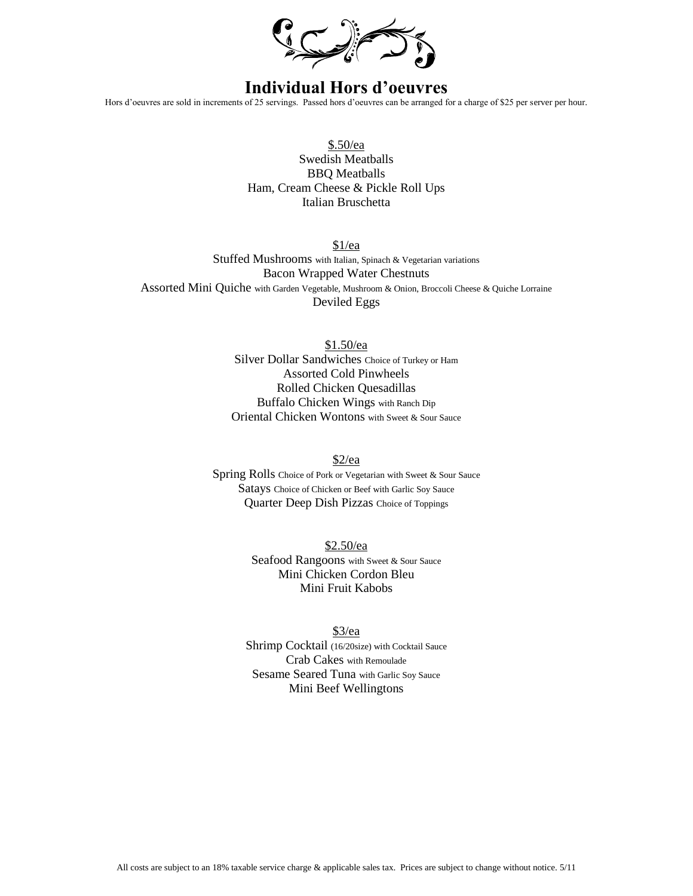# Individual Hors d'oeuvres

Hors d'oeuvres are sold in increments of 25 servings. Passed hors d'oeuvres can be arranged for a charge of $25 per server per hour.

<u>$.50/ea</u>

Swedish Meatballs
BBQ Meatballs
Ham, Cream Cheese & Pickle Roll Ups
Italian Bruschetta

<u>$1/ea</u>

Stuffed Mushrooms with Italian, Spinach & Vegetarian variations
Bacon Wrapped Water Chestnuts
Assorted Mini Quiche with Garden Vegetable, Mushroom & Onion, Broccoli Cheese & Quiche Lorraine
Deviled Eggs

<u>$1.50/ea</u>

Silver Dollar Sandwiches Choice of Turkey or Ham
Assorted Cold Pinwheels
Rolled Chicken Quesadillas
Buffalo Chicken Wings with Ranch Dip
Oriental Chicken Wontons with Sweet & Sour Sauce

<u>$2/ea</u>

Spring Rolls Choice of Pork or Vegetarian with Sweet & Sour Sauce
Satays Choice of Chicken or Beef with Garlic Soy Sauce
Quarter Deep Dish Pizzas Choice of Toppings

<u>$2.50/ea</u>

Seafood Rangoons with Sweet & Sour Sauce
Mini Chicken Cordon Bleu
Mini Fruit Kabobs

<u>$3/ea</u>

Shrimp Cocktail (16/20size) with Cocktail Sauce
Crab Cakes with Remoulade
Sesame Seared Tuna with Garlic Soy Sauce
Mini Beef Wellingtons

All costs are subject to an 18% taxable service charge & applicable sales tax. Prices are subject to change without notice. 5/11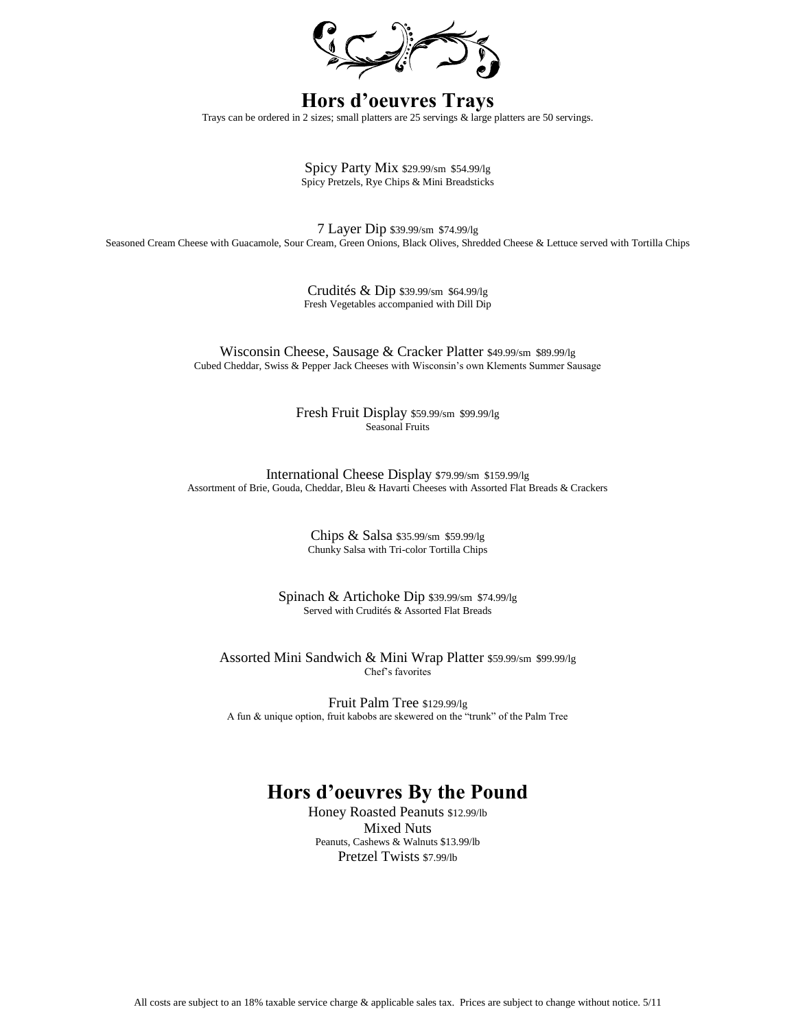# Hors d'oeuvres Trays

Trays can be ordered in 2 sizes; small platters are 25 servings & large platters are 50 servings.

Spicy Party Mix $29.99/sm $54.99/lg
Spicy Pretzels, Rye Chips & Mini Breadsticks

7 Layer Dip $39.99/sm $74.99/lg
Seasoned Cream Cheese with Guacamole, Sour Cream, Green Onions, Black Olives, Shredded Cheese & Lettuce served with Tortilla Chips

Crudités & Dip $39.99/sm $64.99/lg
Fresh Vegetables accompanied with Dill Dip

Wisconsin Cheese, Sausage & Cracker Platter $49.99/sm $89.99/lg
Cubed Cheddar, Swiss & Pepper Jack Cheeses with Wisconsin's own Klements Summer Sausage

Fresh Fruit Display $59.99/sm $99.99/lg
Seasonal Fruits

International Cheese Display $79.99/sm $159.99/lg
Assortment of Brie, Gouda, Cheddar, Bleu & Havarti Cheeses with Assorted Flat Breads & Crackers

Chips & Salsa $35.99/sm $59.99/lg
Chunky Salsa with Tri-color Tortilla Chips

Spinach & Artichoke Dip $39.99/sm $74.99/lg
Served with Crudités & Assorted Flat Breads

Assorted Mini Sandwich & Mini Wrap Platter $59.99/sm $99.99/lg
Chef's favorites

Fruit Palm Tree $129.99/lg
A fun & unique option, fruit kabobs are skewered on the "trunk" of the Palm Tree

# Hors d'oeuvres By the Pound

Honey Roasted Peanuts $12.99/lb

Mixed Nuts
Peanuts, Cashews & Walnuts $13.99/lb

Pretzel Twists $7.99/lb

All costs are subject to an 18% taxable service charge & applicable sales tax. Prices are subject to change without notice. 5/11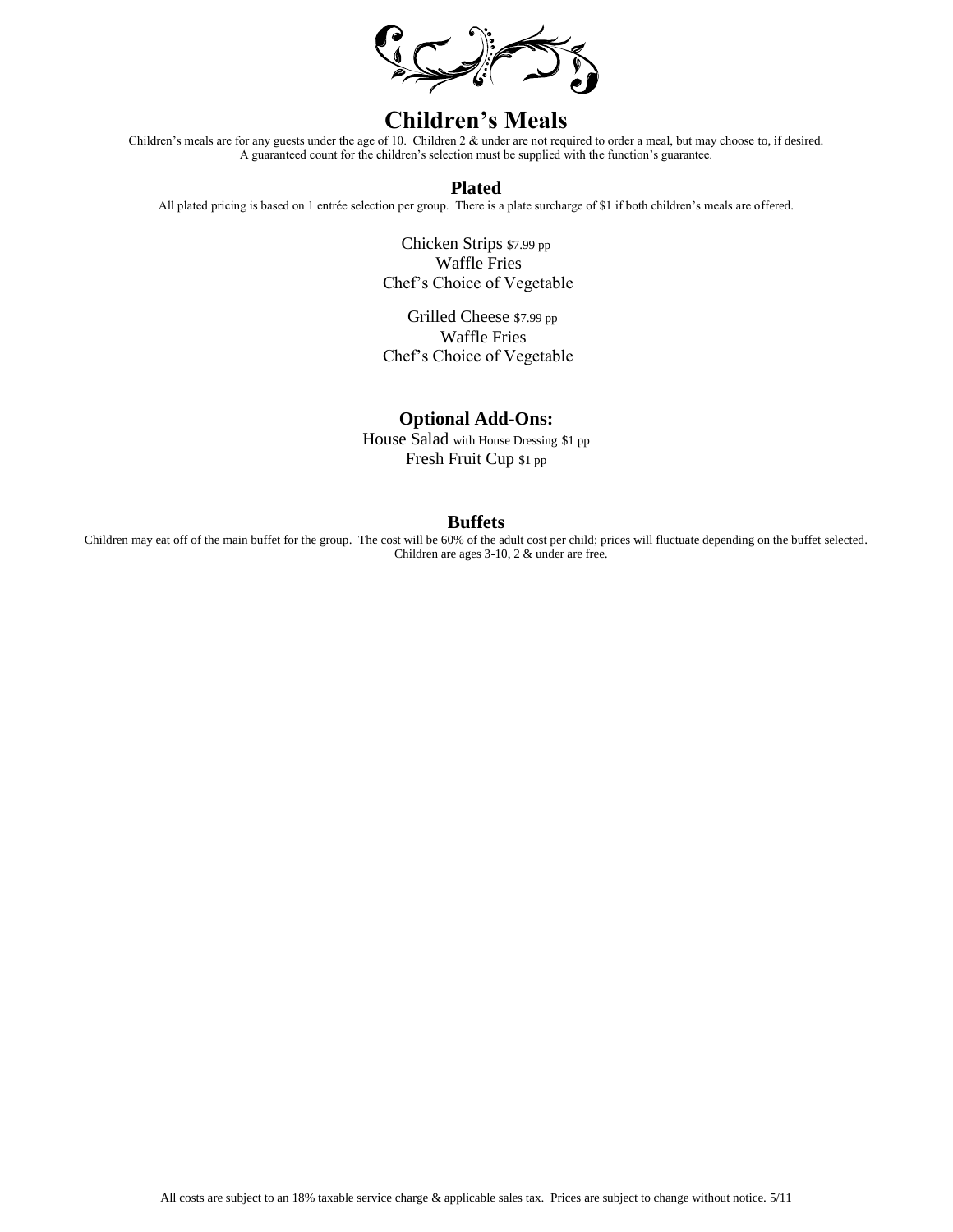# Children's Meals

Children's meals are for any guests under the age of 10. Children 2 & under are not required to order a meal, but may choose to, if desired.
A guaranteed count for the children's selection must be supplied with the function's guarantee.

## Plated

All plated pricing is based on 1 entrée selection per group. There is a plate surcharge of $1 if both children's meals are offered.

Chicken Strips $7.99 pp
Waffle Fries
Chef's Choice of Vegetable

Grilled Cheese $7.99 pp
Waffle Fries
Chef's Choice of Vegetable

## Optional Add-Ons:

House Salad with House Dressing $1 pp
Fresh Fruit Cup $1 pp

## Buffets

Children may eat off of the main buffet for the group. The cost will be 60% of the adult cost per child; prices will fluctuate depending on the buffet selected.
Children are ages 3-10, 2 & under are free.

All costs are subject to an 18% taxable service charge & applicable sales tax. Prices are subject to change without notice. 5/11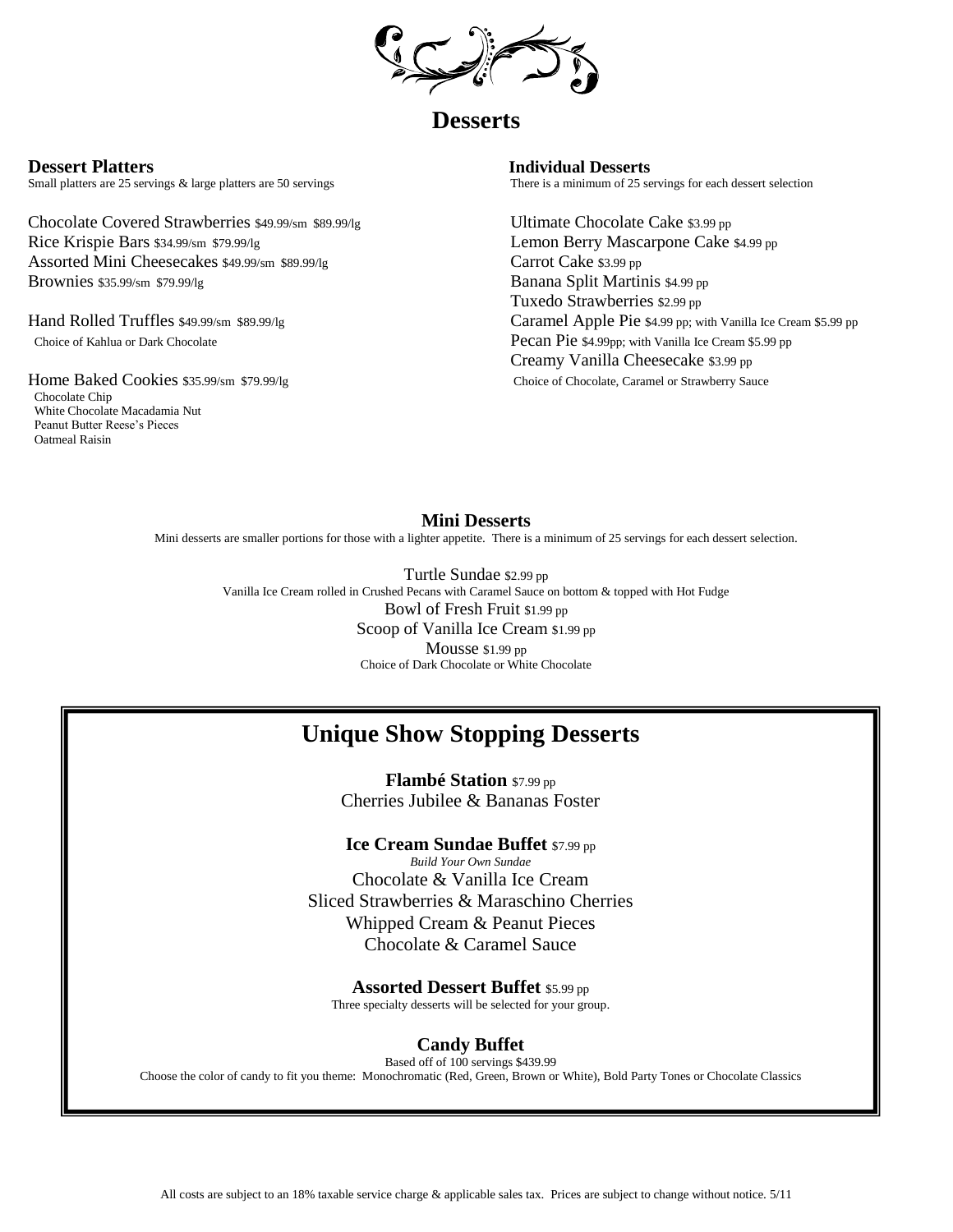# Desserts

## Dessert Platters

Small platters are 25 servings & large platters are 50 servings

Chocolate Covered Strawberries $49.99/sm $89.99/lg
Rice Krispie Bars $34.99/sm $79.99/lg
Assorted Mini Cheesecakes $49.99/sm $89.99/lg
Brownies $35.99/sm $79.99/lg

Hand Rolled Truffles $49.99/sm $89.99/lg
Choice of Kahlua or Dark Chocolate

Home Baked Cookies $35.99/sm $79.99/lg
Chocolate Chip
White Chocolate Macadamia Nut
Peanut Butter Reese's Pieces
Oatmeal Raisin

## Individual Desserts

There is a minimum of 25 servings for each dessert selection

Ultimate Chocolate Cake $3.99 pp
Lemon Berry Mascarpone Cake $4.99 pp
Carrot Cake $3.99 pp
Banana Split Martinis $4.99 pp
Tuxedo Strawberries $2.99 pp
Caramel Apple Pie $4.99 pp; with Vanilla Ice Cream $5.99 pp
Pecan Pie $4.99pp; with Vanilla Ice Cream $5.99 pp
Creamy Vanilla Cheesecake $3.99 pp
Choice of Chocolate, Caramel or Strawberry Sauce

## Mini Desserts

Mini desserts are smaller portions for those with a lighter appetite. There is a minimum of 25 servings for each dessert selection.

Turtle Sundae $2.99 pp
Vanilla Ice Cream rolled in Crushed Pecans with Caramel Sauce on bottom & topped with Hot Fudge
Bowl of Fresh Fruit $1.99 pp
Scoop of Vanilla Ice Cream $1.99 pp
Mousse $1.99 pp
Choice of Dark Chocolate or White Chocolate

## Unique Show Stopping Desserts

**Flambé Station** $7.99 pp
Cherries Jubilee & Bananas Foster

**Ice Cream Sundae Buffet** $7.99 pp
*Build Your Own Sundae*
Chocolate & Vanilla Ice Cream
Sliced Strawberries & Maraschino Cherries
Whipped Cream & Peanut Pieces
Chocolate & Caramel Sauce

**Assorted Dessert Buffet** $5.99 pp
Three specialty desserts will be selected for your group.

**Candy Buffet**
Based off of 100 servings $439.99
Choose the color of candy to fit you theme: Monochromatic (Red, Green, Brown or White), Bold Party Tones or Chocolate Classics

All costs are subject to an 18% taxable service charge & applicable sales tax. Prices are subject to change without notice. 5/11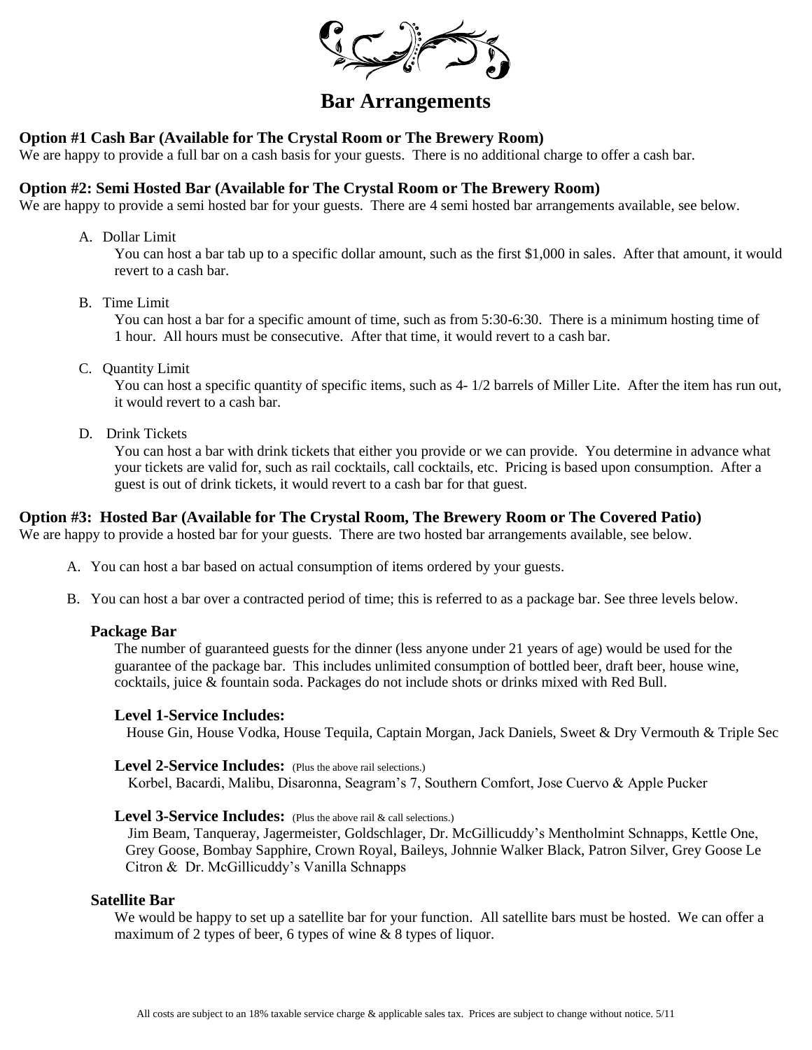# Bar Arrangements

**Option #1 Cash Bar (Available for The Crystal Room or The Brewery Room)**

We are happy to provide a full bar on a cash basis for your guests. There is no additional charge to offer a cash bar.

**Option #2: Semi Hosted Bar (Available for The Crystal Room or The Brewery Room)**

We are happy to provide a semi hosted bar for your guests. There are 4 semi hosted bar arrangements available, see below.

A. Dollar Limit

You can host a bar tab up to a specific dollar amount, such as the first $1,000 in sales. After that amount, it would revert to a cash bar.

B. Time Limit

You can host a bar for a specific amount of time, such as from 5:30-6:30. There is a minimum hosting time of 1 hour. All hours must be consecutive. After that time, it would revert to a cash bar.

C. Quantity Limit

You can host a specific quantity of specific items, such as 4- 1/2 barrels of Miller Lite. After the item has run out, it would revert to a cash bar.

D. Drink Tickets

You can host a bar with drink tickets that either you provide or we can provide. You determine in advance what your tickets are valid for, such as rail cocktails, call cocktails, etc. Pricing is based upon consumption. After a guest is out of drink tickets, it would revert to a cash bar for that guest.

**Option #3: Hosted Bar (Available for The Crystal Room, The Brewery Room or The Covered Patio)**

We are happy to provide a hosted bar for your guests. There are two hosted bar arrangements available, see below.

A. You can host a bar based on actual consumption of items ordered by your guests.

B. You can host a bar over a contracted period of time; this is referred to as a package bar. See three levels below.

**Package Bar**

The number of guaranteed guests for the dinner (less anyone under 21 years of age) would be used for the guarantee of the package bar. This includes unlimited consumption of bottled beer, draft beer, house wine, cocktails, juice & fountain soda. Packages do not include shots or drinks mixed with Red Bull.

**Level 1-Service Includes:**

House Gin, House Vodka, House Tequila, Captain Morgan, Jack Daniels, Sweet & Dry Vermouth & Triple Sec

**Level 2-Service Includes:** (Plus the above rail selections.)

Korbel, Bacardi, Malibu, Disaronna, Seagram's 7, Southern Comfort, Jose Cuervo & Apple Pucker

**Level 3-Service Includes:** (Plus the above rail & call selections.)

Jim Beam, Tanqueray, Jagermeister, Goldschlager, Dr. McGillicuddy's Mentholmint Schnapps, Kettle One, Grey Goose, Bombay Sapphire, Crown Royal, Baileys, Johnnie Walker Black, Patron Silver, Grey Goose Le Citron & Dr. McGillicuddy's Vanilla Schnapps

**Satellite Bar**

We would be happy to set up a satellite bar for your function. All satellite bars must be hosted. We can offer a maximum of 2 types of beer, 6 types of wine & 8 types of liquor.

All costs are subject to an 18% taxable service charge & applicable sales tax. Prices are subject to change without notice. 5/11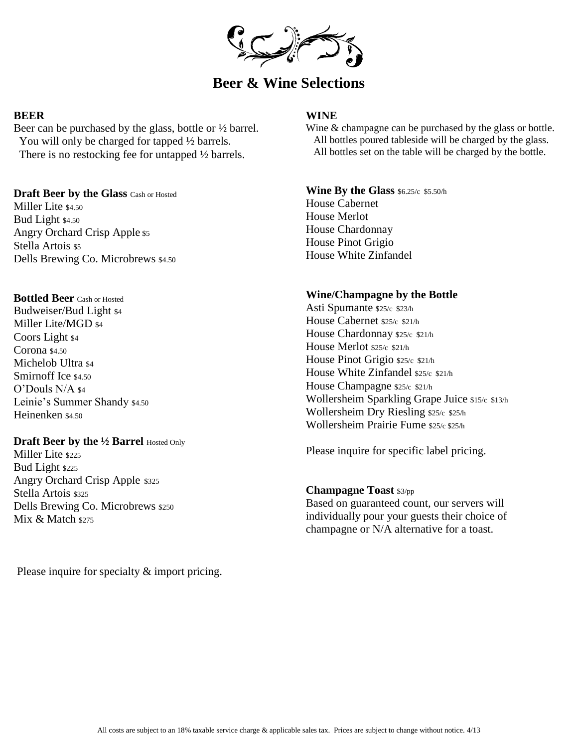# Beer & Wine Selections

## BEER

Beer can be purchased by the glass, bottle or ½ barrel.
You will only be charged for tapped ½ barrels.
There is no restocking fee for untapped ½ barrels.

**Draft Beer by the Glass** Cash or Hosted

Miller Lite $4.50
Bud Light $4.50
Angry Orchard Crisp Apple $5
Stella Artois $5
Dells Brewing Co. Microbrews $4.50

**Bottled Beer** Cash or Hosted

Budweiser/Bud Light $4
Miller Lite/MGD $4
Coors Light $4
Corona $4.50
Michelob Ultra $4
Smirnoff Ice $4.50
O'Douls N/A $4
Leinie's Summer Shandy $4.50
Heinenken $4.50

**Draft Beer by the ½ Barrel** Hosted Only

Miller Lite $225
Bud Light $225
Angry Orchard Crisp Apple $325
Stella Artois $325
Dells Brewing Co. Microbrews $250
Mix & Match $275

Please inquire for specialty & import pricing.

## WINE

Wine & champagne can be purchased by the glass or bottle.
All bottles poured tableside will be charged by the glass.
All bottles set on the table will be charged by the bottle.

**Wine By the Glass** $6.25/c $5.50/h

House Cabernet
House Merlot
House Chardonnay
House Pinot Grigio
House White Zinfandel

**Wine/Champagne by the Bottle**

Asti Spumante $25/c $23/h
House Cabernet $25/c $21/h
House Chardonnay $25/c $21/h
House Merlot $25/c $21/h
House Pinot Grigio $25/c $21/h
House White Zinfandel $25/c $21/h
House Champagne $25/c $21/h
Wollersheim Sparkling Grape Juice $15/c $13/h
Wollersheim Dry Riesling $25/c $25/h
Wollersheim Prairie Fume $25/c $25/h

Please inquire for specific label pricing.

**Champagne Toast** $3/pp

Based on guaranteed count, our servers will individually pour your guests their choice of champagne or N/A alternative for a toast.

All costs are subject to an 18% taxable service charge & applicable sales tax. Prices are subject to change without notice. 4/13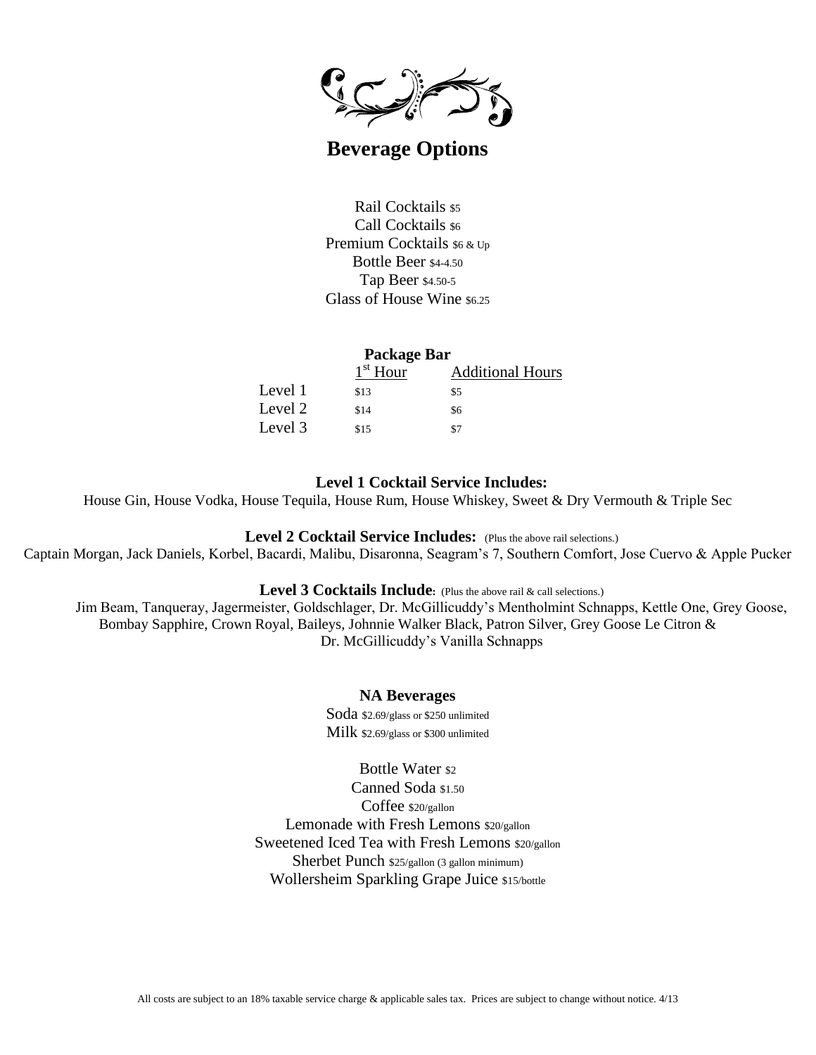# Beverage Options

Rail Cocktails $5
Call Cocktails $6
Premium Cocktails $6 & Up
Bottle Beer $4-4.50
Tap Beer $4.50-5
Glass of House Wine $6.25

## Package Bar

| | 1st Hour | Additional Hours |
|---|---|---|
| Level 1 | $13 | $5 |
| Level 2 | $14 | $6 |
| Level 3 | $15 | $7 |

**Level 1 Cocktail Service Includes:**
House Gin, House Vodka, House Tequila, House Rum, House Whiskey, Sweet & Dry Vermouth & Triple Sec

**Level 2 Cocktail Service Includes:** (Plus the above rail selections.)
Captain Morgan, Jack Daniels, Korbel, Bacardi, Malibu, Disaronna, Seagram's 7, Southern Comfort, Jose Cuervo & Apple Pucker

**Level 3 Cocktails Include:** (Plus the above rail & call selections.)
Jim Beam, Tanqueray, Jagermeister, Goldschlager, Dr. McGillicuddy's Mentholmint Schnapps, Kettle One, Grey Goose, Bombay Sapphire, Crown Royal, Baileys, Johnnie Walker Black, Patron Silver, Grey Goose Le Citron & Dr. McGillicuddy's Vanilla Schnapps

## NA Beverages

Soda $2.69/glass or $250 unlimited
Milk $2.69/glass or $300 unlimited

Bottle Water $2
Canned Soda $1.50
Coffee $20/gallon
Lemonade with Fresh Lemons $20/gallon
Sweetened Iced Tea with Fresh Lemons $20/gallon
Sherbet Punch $25/gallon (3 gallon minimum)
Wollersheim Sparkling Grape Juice $15/bottle

All costs are subject to an 18% taxable service charge & applicable sales tax. Prices are subject to change without notice. 4/13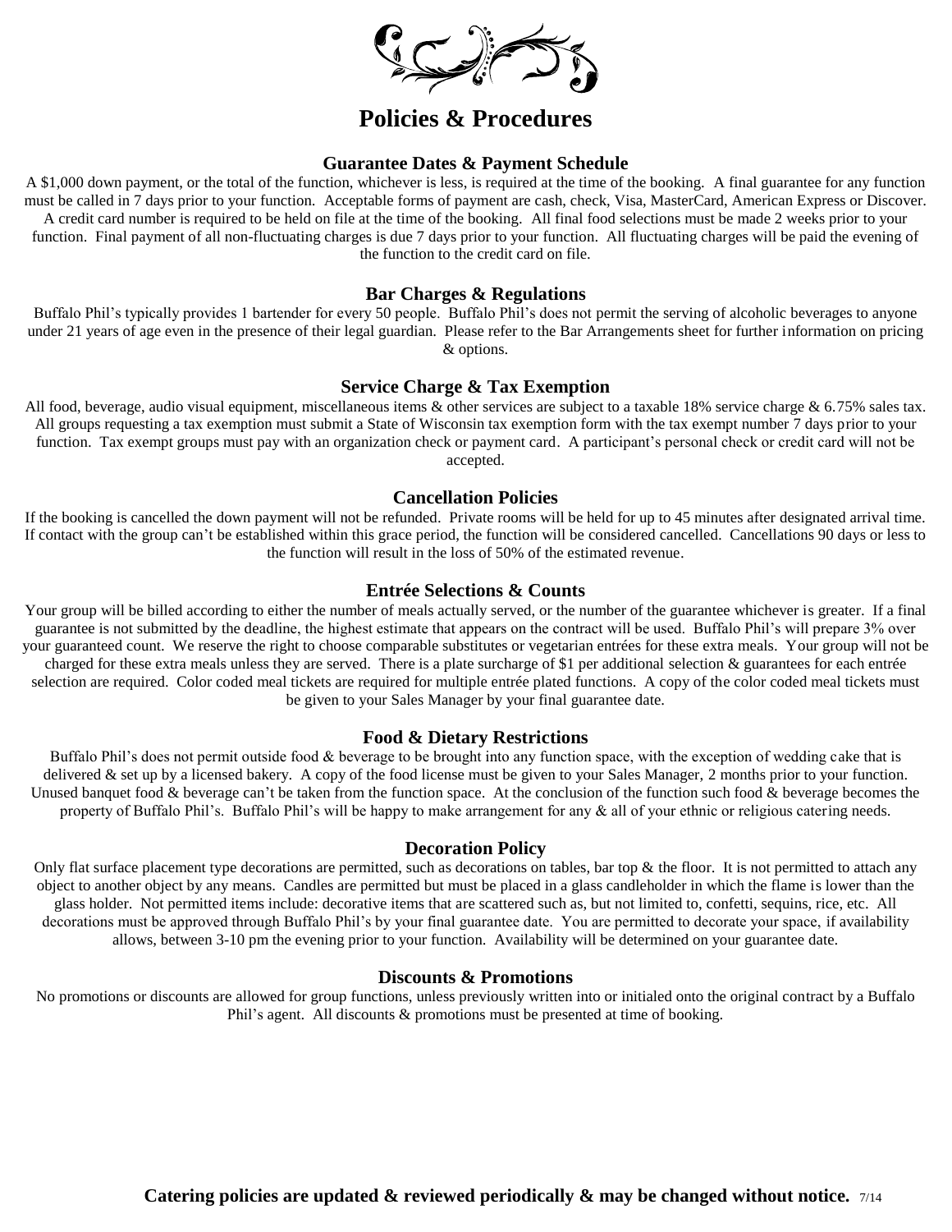# Policies & Procedures

## Guarantee Dates & Payment Schedule

A $1,000 down payment, or the total of the function, whichever is less, is required at the time of the booking. A final guarantee for any function must be called in 7 days prior to your function. Acceptable forms of payment are cash, check, Visa, MasterCard, American Express or Discover. A credit card number is required to be held on file at the time of the booking. All final food selections must be made 2 weeks prior to your function. Final payment of all non-fluctuating charges is due 7 days prior to your function. All fluctuating charges will be paid the evening of the function to the credit card on file.

## Bar Charges & Regulations

Buffalo Phil's typically provides 1 bartender for every 50 people. Buffalo Phil's does not permit the serving of alcoholic beverages to anyone under 21 years of age even in the presence of their legal guardian. Please refer to the Bar Arrangements sheet for further information on pricing & options.

## Service Charge & Tax Exemption

All food, beverage, audio visual equipment, miscellaneous items & other services are subject to a taxable 18% service charge & 6.75% sales tax. All groups requesting a tax exemption must submit a State of Wisconsin tax exemption form with the tax exempt number 7 days prior to your function. Tax exempt groups must pay with an organization check or payment card. A participant's personal check or credit card will not be accepted.

## Cancellation Policies

If the booking is cancelled the down payment will not be refunded. Private rooms will be held for up to 45 minutes after designated arrival time. If contact with the group can't be established within this grace period, the function will be considered cancelled. Cancellations 90 days or less to the function will result in the loss of 50% of the estimated revenue.

## Entrée Selections & Counts

Your group will be billed according to either the number of meals actually served, or the number of the guarantee whichever is greater. If a final guarantee is not submitted by the deadline, the highest estimate that appears on the contract will be used. Buffalo Phil's will prepare 3% over your guaranteed count. We reserve the right to choose comparable substitutes or vegetarian entrées for these extra meals. Your group will not be charged for these extra meals unless they are served. There is a plate surcharge of $1 per additional selection & guarantees for each entrée selection are required. Color coded meal tickets are required for multiple entrée plated functions. A copy of the color coded meal tickets must be given to your Sales Manager by your final guarantee date.

## Food & Dietary Restrictions

Buffalo Phil's does not permit outside food & beverage to be brought into any function space, with the exception of wedding cake that is delivered & set up by a licensed bakery. A copy of the food license must be given to your Sales Manager, 2 months prior to your function. Unused banquet food & beverage can't be taken from the function space. At the conclusion of the function such food & beverage becomes the property of Buffalo Phil's. Buffalo Phil's will be happy to make arrangement for any & all of your ethnic or religious catering needs.

## Decoration Policy

Only flat surface placement type decorations are permitted, such as decorations on tables, bar top & the floor. It is not permitted to attach any object to another object by any means. Candles are permitted but must be placed in a glass candleholder in which the flame is lower than the glass holder. Not permitted items include: decorative items that are scattered such as, but not limited to, confetti, sequins, rice, etc. All decorations must be approved through Buffalo Phil's by your final guarantee date. You are permitted to decorate your space, if availability allows, between 3-10 pm the evening prior to your function. Availability will be determined on your guarantee date.

## Discounts & Promotions

No promotions or discounts are allowed for group functions, unless previously written into or initialed onto the original contract by a Buffalo Phil's agent. All discounts & promotions must be presented at time of booking.

**Catering policies are updated & reviewed periodically & may be changed without notice.** 7/14